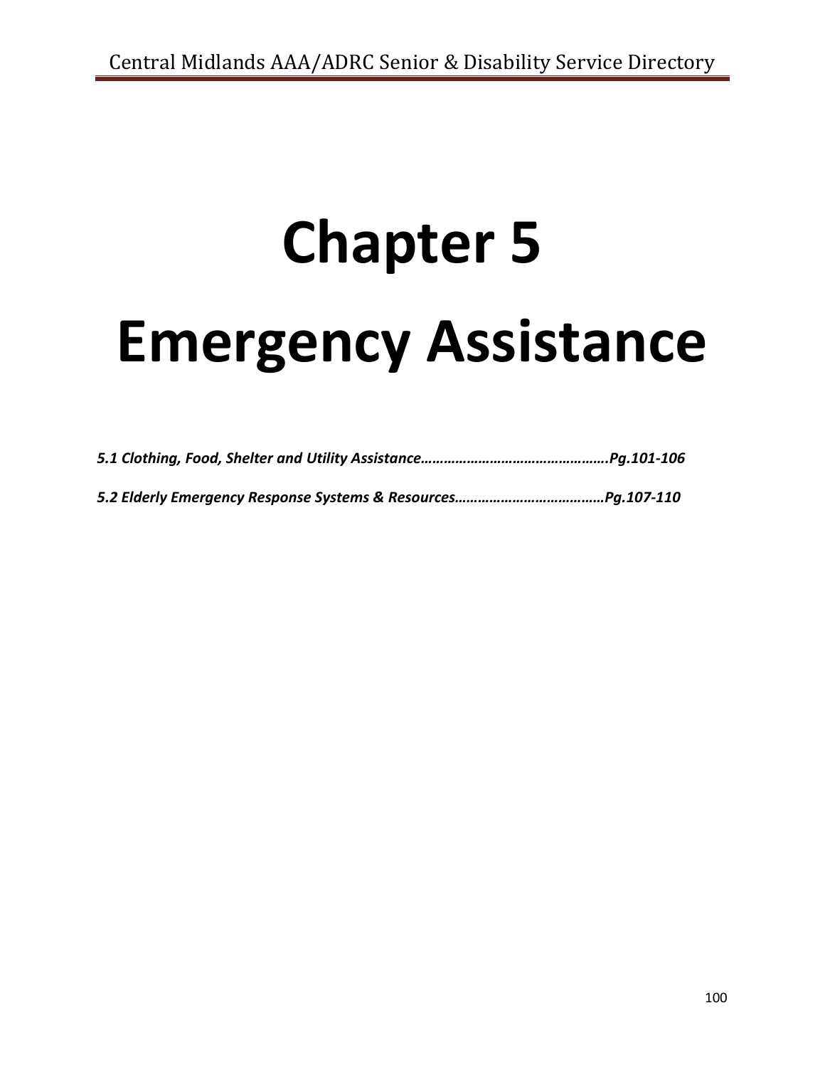# Chapter 5

# Emergency Assistance

***5.1 Clothing, Food, Shelter and Utility Assistance…………………………………………Pg.101-106***

***5.2 Elderly Emergency Response Systems & Resources…………………………………Pg.107-110***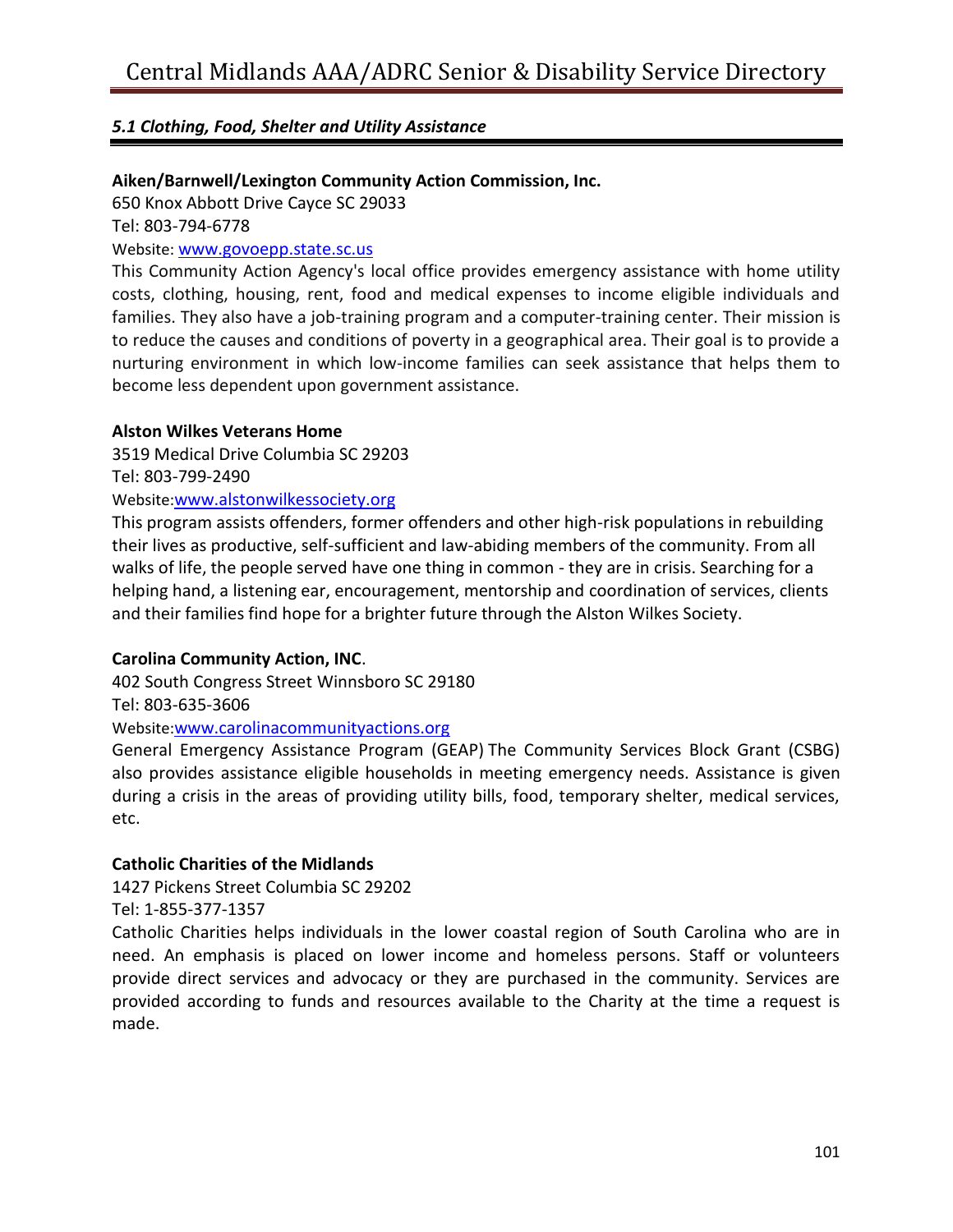### *5.1 Clothing, Food, Shelter and Utility Assistance*

**Aiken/Barnwell/Lexington Community Action Commission, Inc.**
650 Knox Abbott Drive Cayce SC 29033
Tel: 803-794-6778
Website: www.govoepp.state.sc.us
This Community Action Agency's local office provides emergency assistance with home utility costs, clothing, housing, rent, food and medical expenses to income eligible individuals and families. They also have a job-training program and a computer-training center. Their mission is to reduce the causes and conditions of poverty in a geographical area. Their goal is to provide a nurturing environment in which low-income families can seek assistance that helps them to become less dependent upon government assistance.

**Alston Wilkes Veterans Home**
3519 Medical Drive Columbia SC 29203
Tel: 803-799-2490
Website:www.alstonwilkessociety.org
This program assists offenders, former offenders and other high-risk populations in rebuilding their lives as productive, self-sufficient and law-abiding members of the community. From all walks of life, the people served have one thing in common - they are in crisis. Searching for a helping hand, a listening ear, encouragement, mentorship and coordination of services, clients and their families find hope for a brighter future through the Alston Wilkes Society.

**Carolina Community Action, INC**.
402 South Congress Street Winnsboro SC 29180
Tel: 803-635-3606
Website:www.carolinacommunityactions.org
General Emergency Assistance Program (GEAP) The Community Services Block Grant (CSBG) also provides assistance eligible households in meeting emergency needs. Assistance is given during a crisis in the areas of providing utility bills, food, temporary shelter, medical services, etc.

**Catholic Charities of the Midlands**
1427 Pickens Street Columbia SC 29202
Tel: 1-855-377-1357
Catholic Charities helps individuals in the lower coastal region of South Carolina who are in need. An emphasis is placed on lower income and homeless persons. Staff or volunteers provide direct services and advocacy or they are purchased in the community. Services are provided according to funds and resources available to the Charity at the time a request is made.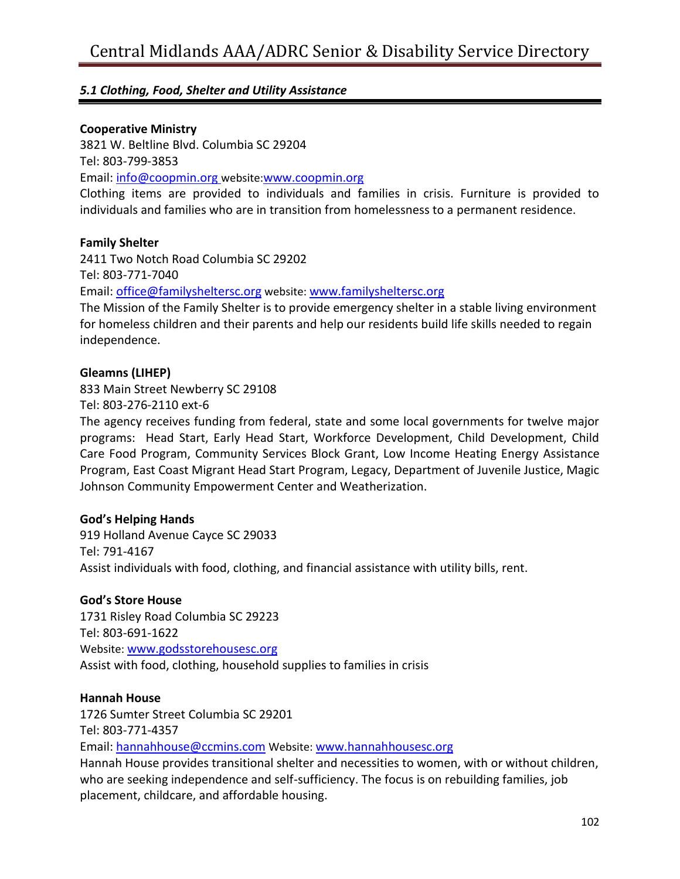### *5.1 Clothing, Food, Shelter and Utility Assistance*

**Cooperative Ministry**
3821 W. Beltline Blvd. Columbia SC 29204
Tel: 803-799-3853
Email: info@coopmin.org website:www.coopmin.org
Clothing items are provided to individuals and families in crisis. Furniture is provided to individuals and families who are in transition from homelessness to a permanent residence.

**Family Shelter**
2411 Two Notch Road Columbia SC 29202
Tel: 803-771-7040
Email: office@familysheltersc.org website: www.familysheltersc.org
The Mission of the Family Shelter is to provide emergency shelter in a stable living environment for homeless children and their parents and help our residents build life skills needed to regain independence.

**Gleamns (LIHEP)**
833 Main Street Newberry SC 29108
Tel: 803-276-2110 ext-6
The agency receives funding from federal, state and some local governments for twelve major programs: Head Start, Early Head Start, Workforce Development, Child Development, Child Care Food Program, Community Services Block Grant, Low Income Heating Energy Assistance Program, East Coast Migrant Head Start Program, Legacy, Department of Juvenile Justice, Magic Johnson Community Empowerment Center and Weatherization.

**God's Helping Hands**
919 Holland Avenue Cayce SC 29033
Tel: 791-4167
Assist individuals with food, clothing, and financial assistance with utility bills, rent.

**God's Store House**
1731 Risley Road Columbia SC 29223
Tel: 803-691-1622
Website: www.godsstorehousesc.org
Assist with food, clothing, household supplies to families in crisis

**Hannah House**
1726 Sumter Street Columbia SC 29201
Tel: 803-771-4357
Email: hannahhouse@ccmins.com Website: www.hannahhousesc.org
Hannah House provides transitional shelter and necessities to women, with or without children, who are seeking independence and self-sufficiency. The focus is on rebuilding families, job placement, childcare, and affordable housing.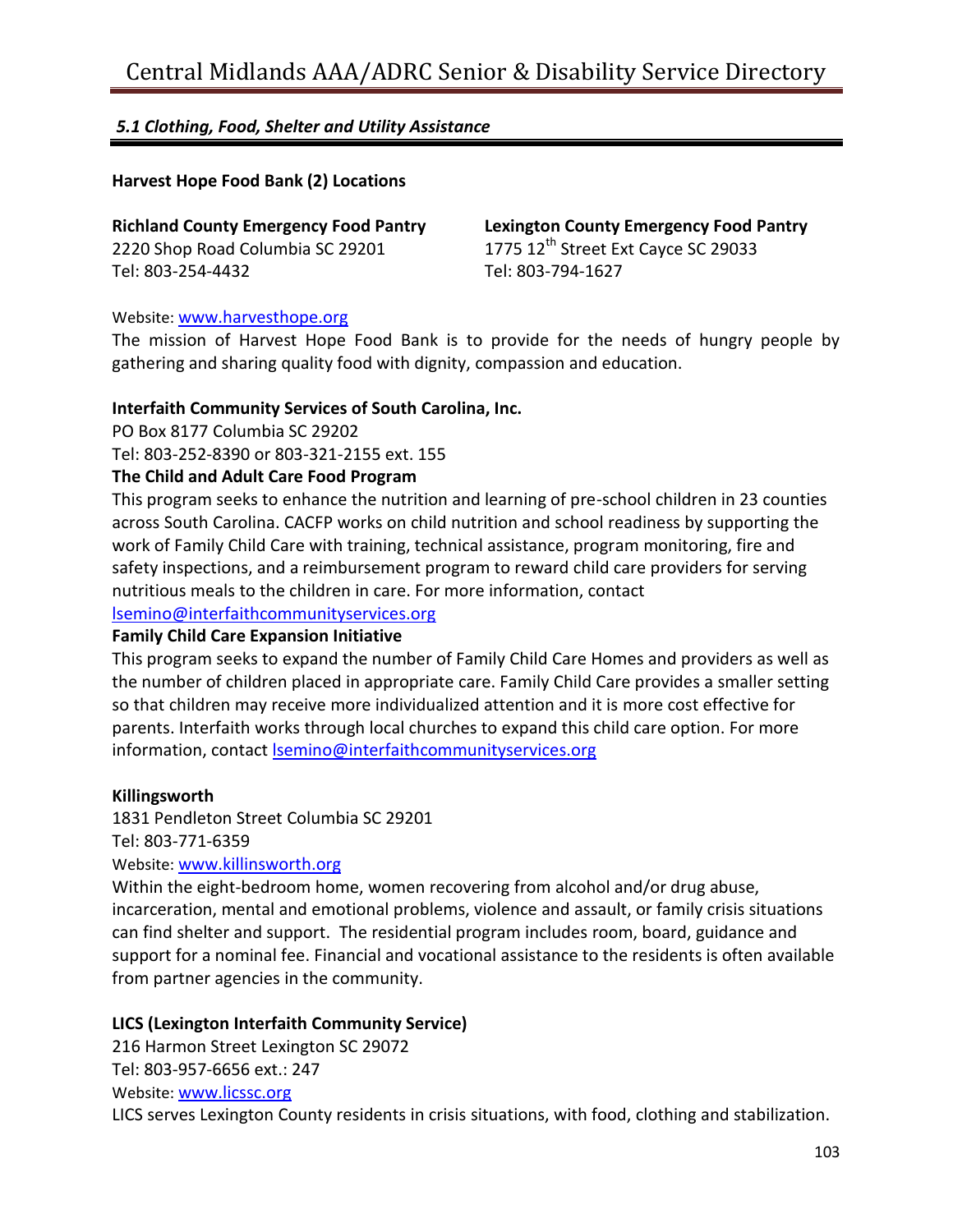## *5.1 Clothing, Food, Shelter and Utility Assistance*

**Harvest Hope Food Bank (2) Locations**

**Richland County Emergency Food Pantry**
2220 Shop Road Columbia SC 29201
Tel: 803-254-4432

**Lexington County Emergency Food Pantry**
1775 12th Street Ext Cayce SC 29033
Tel: 803-794-1627

Website: www.harvesthope.org

The mission of Harvest Hope Food Bank is to provide for the needs of hungry people by gathering and sharing quality food with dignity, compassion and education.

**Interfaith Community Services of South Carolina, Inc.**

PO Box 8177 Columbia SC 29202
Tel: 803-252-8390 or 803-321-2155 ext. 155

**The Child and Adult Care Food Program**

This program seeks to enhance the nutrition and learning of pre-school children in 23 counties across South Carolina. CACFP works on child nutrition and school readiness by supporting the work of Family Child Care with training, technical assistance, program monitoring, fire and safety inspections, and a reimbursement program to reward child care providers for serving nutritious meals to the children in care. For more information, contact lsemino@interfaithcommunityservices.org

**Family Child Care Expansion Initiative**

This program seeks to expand the number of Family Child Care Homes and providers as well as the number of children placed in appropriate care. Family Child Care provides a smaller setting so that children may receive more individualized attention and it is more cost effective for parents. Interfaith works through local churches to expand this child care option. For more information, contact lsemino@interfaithcommunityservices.org

**Killingsworth**

1831 Pendleton Street Columbia SC 29201
Tel: 803-771-6359
Website: www.killinsworth.org

Within the eight-bedroom home, women recovering from alcohol and/or drug abuse, incarceration, mental and emotional problems, violence and assault, or family crisis situations can find shelter and support. The residential program includes room, board, guidance and support for a nominal fee. Financial and vocational assistance to the residents is often available from partner agencies in the community.

**LICS (Lexington Interfaith Community Service)**

216 Harmon Street Lexington SC 29072
Tel: 803-957-6656 ext.: 247
Website: www.licssc.org

LICS serves Lexington County residents in crisis situations, with food, clothing and stabilization.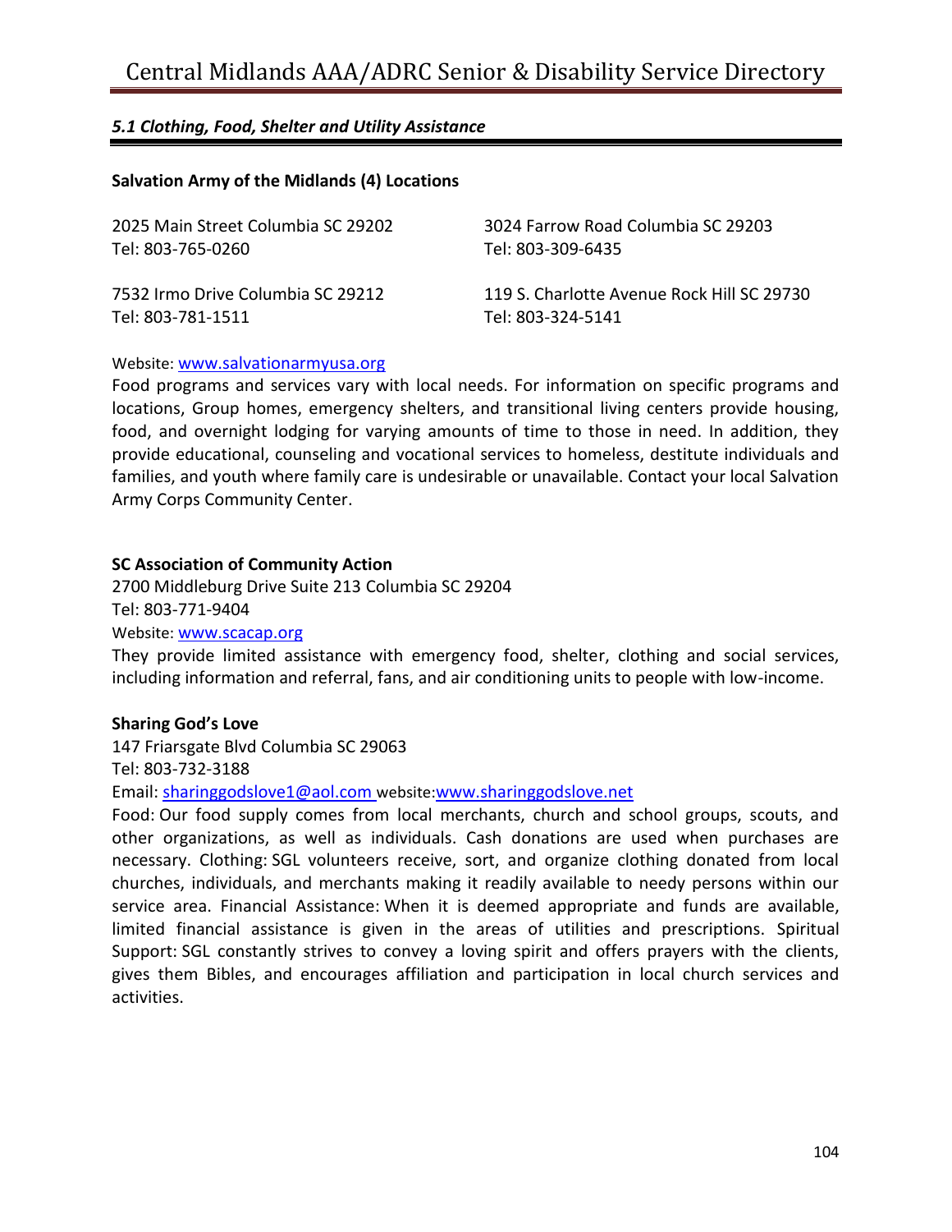### *5.1 Clothing, Food, Shelter and Utility Assistance*

**Salvation Army of the Midlands (4) Locations**

2025 Main Street Columbia SC 29202
Tel: 803-765-0260

3024 Farrow Road Columbia SC 29203
Tel: 803-309-6435

7532 Irmo Drive Columbia SC 29212
Tel: 803-781-1511

119 S. Charlotte Avenue Rock Hill SC 29730
Tel: 803-324-5141

Website: [www.salvationarmyusa.org](http://www.salvationarmyusa.org)
Food programs and services vary with local needs. For information on specific programs and locations, Group homes, emergency shelters, and transitional living centers provide housing, food, and overnight lodging for varying amounts of time to those in need. In addition, they provide educational, counseling and vocational services to homeless, destitute individuals and families, and youth where family care is undesirable or unavailable. Contact your local Salvation Army Corps Community Center.

**SC Association of Community Action**
2700 Middleburg Drive Suite 213 Columbia SC 29204
Tel: 803-771-9404
Website: [www.scacap.org](http://www.scacap.org)
They provide limited assistance with emergency food, shelter, clothing and social services, including information and referral, fans, and air conditioning units to people with low-income.

**Sharing God's Love**
147 Friarsgate Blvd Columbia SC 29063
Tel: 803-732-3188
Email: [sharinggodslove1@aol.com](mailto:sharinggodslove1@aol.com) website:[www.sharinggodslove.net](http://www.sharinggodslove.net)
Food: Our food supply comes from local merchants, church and school groups, scouts, and other organizations, as well as individuals. Cash donations are used when purchases are necessary. Clothing: SGL volunteers receive, sort, and organize clothing donated from local churches, individuals, and merchants making it readily available to needy persons within our service area. Financial Assistance: When it is deemed appropriate and funds are available, limited financial assistance is given in the areas of utilities and prescriptions. Spiritual Support: SGL constantly strives to convey a loving spirit and offers prayers with the clients, gives them Bibles, and encourages affiliation and participation in local church services and activities.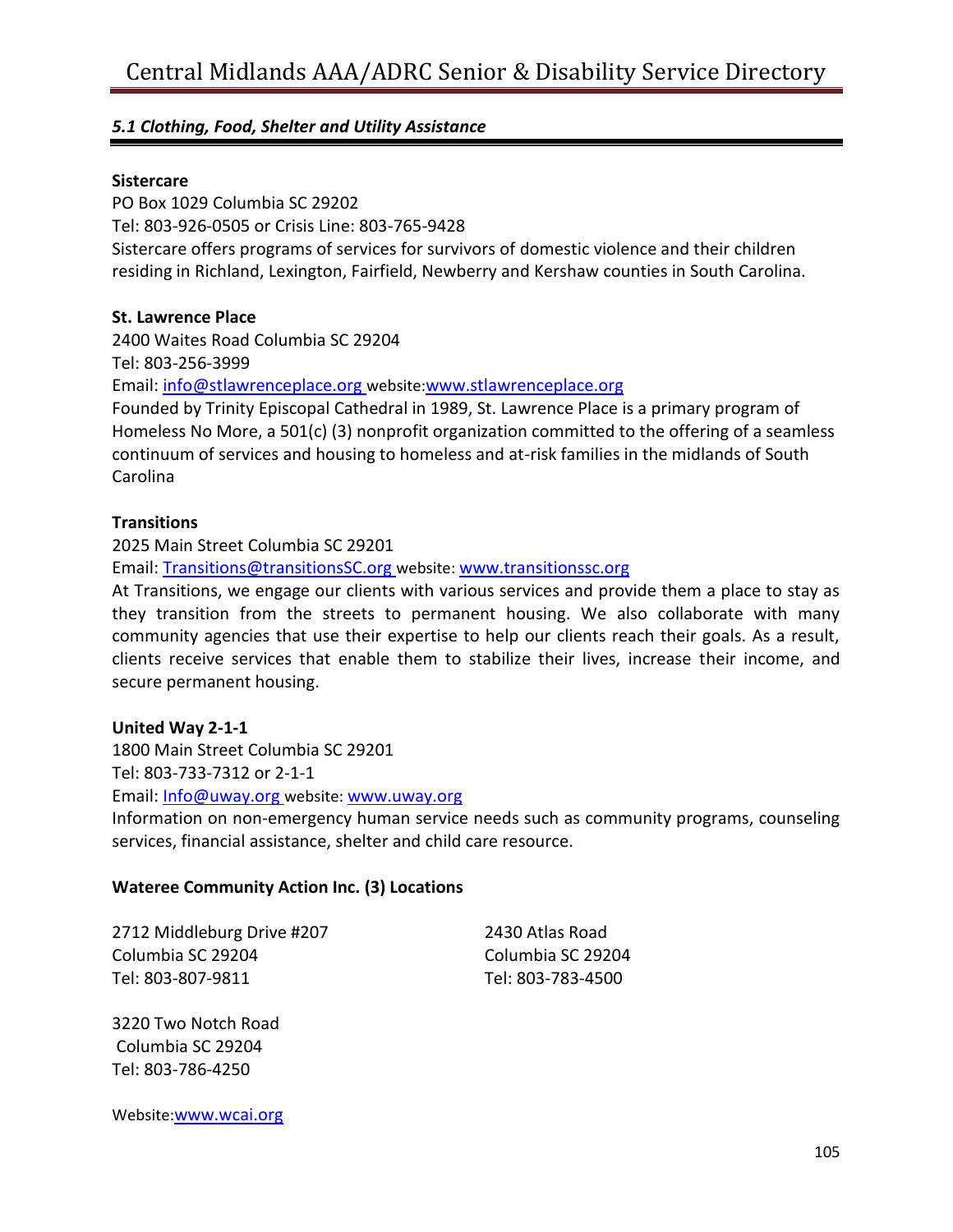### *5.1 Clothing, Food, Shelter and Utility Assistance*

**Sistercare**
PO Box 1029 Columbia SC 29202
Tel: 803-926-0505 or Crisis Line: 803-765-9428
Sistercare offers programs of services for survivors of domestic violence and their children residing in Richland, Lexington, Fairfield, Newberry and Kershaw counties in South Carolina.

**St. Lawrence Place**
2400 Waites Road Columbia SC 29204
Tel: 803-256-3999
Email: info@stlawrenceplace.org website:www.stlawrenceplace.org
Founded by Trinity Episcopal Cathedral in 1989, St. Lawrence Place is a primary program of Homeless No More, a 501(c) (3) nonprofit organization committed to the offering of a seamless continuum of services and housing to homeless and at-risk families in the midlands of South Carolina

**Transitions**
2025 Main Street Columbia SC 29201
Email: Transitions@transitionsSC.org website: www.transitionssc.org
At Transitions, we engage our clients with various services and provide them a place to stay as they transition from the streets to permanent housing. We also collaborate with many community agencies that use their expertise to help our clients reach their goals. As a result, clients receive services that enable them to stabilize their lives, increase their income, and secure permanent housing.

**United Way 2-1-1**
1800 Main Street Columbia SC 29201
Tel: 803-733-7312 or 2-1-1
Email: Info@uway.org website: www.uway.org
Information on non-emergency human service needs such as community programs, counseling services, financial assistance, shelter and child care resource.

**Wateree Community Action Inc. (3) Locations**

2712 Middleburg Drive #207
Columbia SC 29204
Tel: 803-807-9811

2430 Atlas Road
Columbia SC 29204
Tel: 803-783-4500

3220 Two Notch Road
Columbia SC 29204
Tel: 803-786-4250

Website:www.wcai.org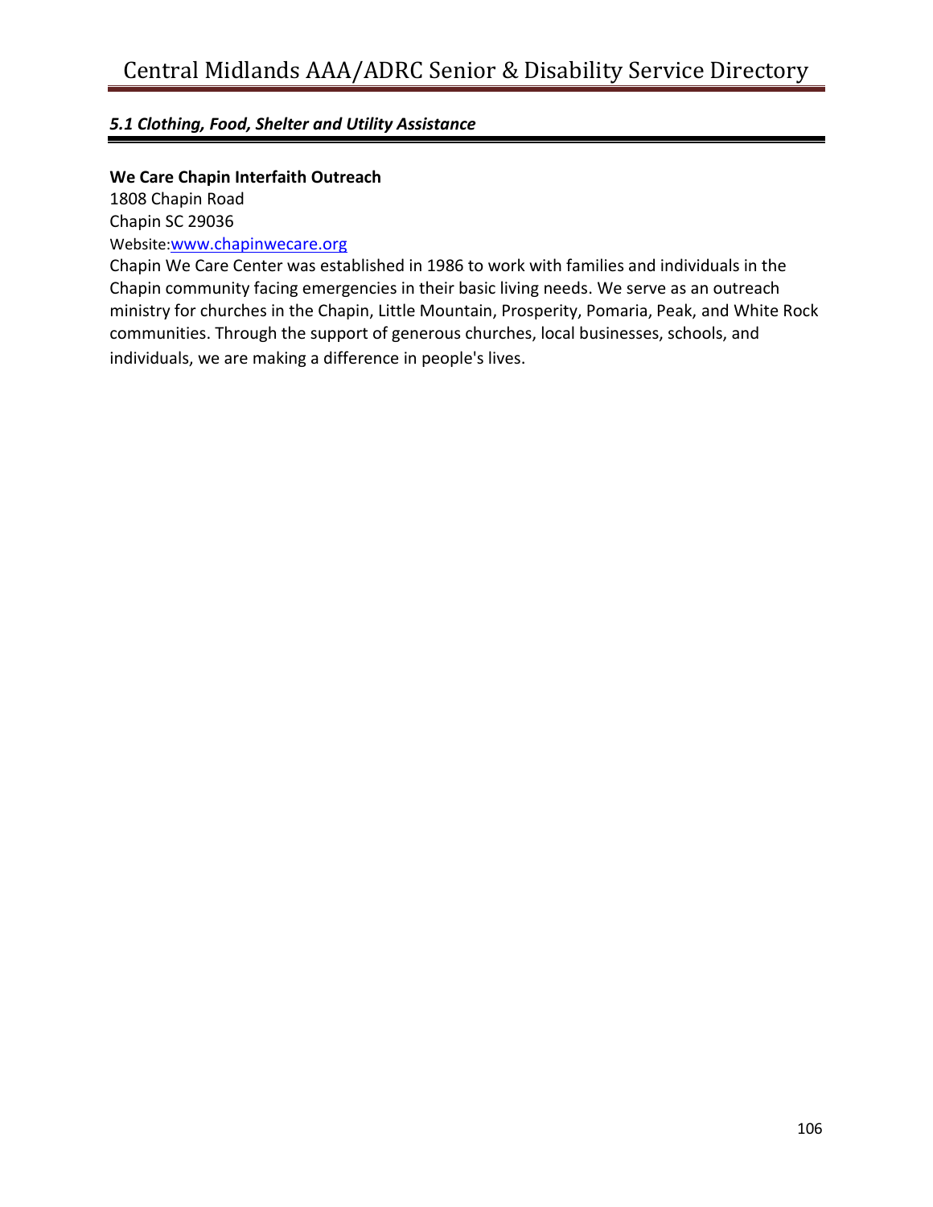### *5.1 Clothing, Food, Shelter and Utility Assistance*

**We Care Chapin Interfaith Outreach**
1808 Chapin Road
Chapin SC 29036
Website:www.chapinwecare.org

Chapin We Care Center was established in 1986 to work with families and individuals in the Chapin community facing emergencies in their basic living needs. We serve as an outreach ministry for churches in the Chapin, Little Mountain, Prosperity, Pomaria, Peak, and White Rock communities. Through the support of generous churches, local businesses, schools, and individuals, we are making a difference in people's lives.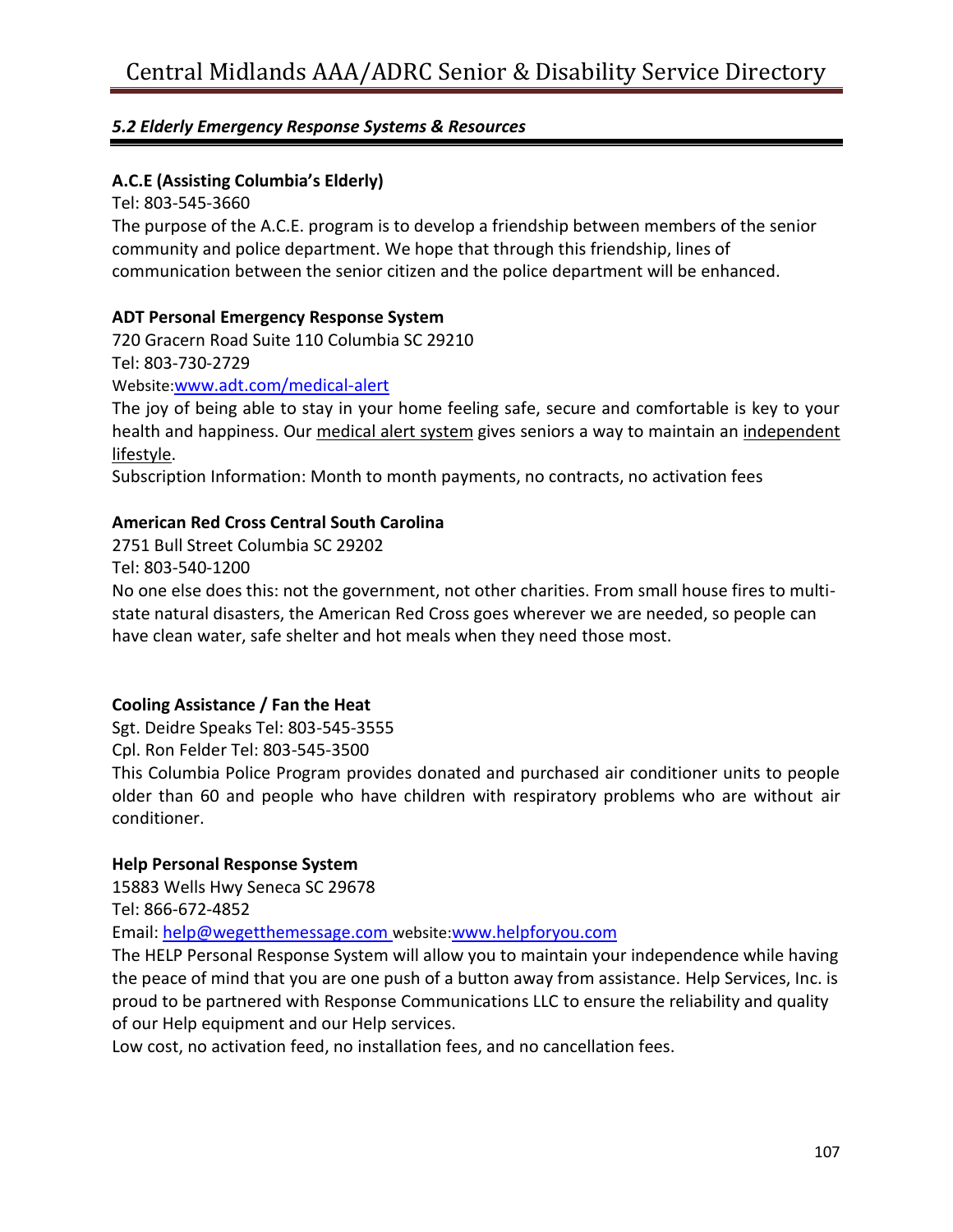### *5.2 Elderly Emergency Response Systems & Resources*

**A.C.E (Assisting Columbia's Elderly)**
Tel: 803-545-3660
The purpose of the A.C.E. program is to develop a friendship between members of the senior community and police department. We hope that through this friendship, lines of communication between the senior citizen and the police department will be enhanced.

**ADT Personal Emergency Response System**
720 Gracern Road Suite 110 Columbia SC 29210
Tel: 803-730-2729
Website:www.adt.com/medical-alert
The joy of being able to stay in your home feeling safe, secure and comfortable is key to your health and happiness. Our medical alert system gives seniors a way to maintain an independent lifestyle.
Subscription Information: Month to month payments, no contracts, no activation fees

**American Red Cross Central South Carolina**
2751 Bull Street Columbia SC 29202
Tel: 803-540-1200
No one else does this: not the government, not other charities. From small house fires to multi-state natural disasters, the American Red Cross goes wherever we are needed, so people can have clean water, safe shelter and hot meals when they need those most.

**Cooling Assistance / Fan the Heat**
Sgt. Deidre Speaks Tel: 803-545-3555
Cpl. Ron Felder Tel: 803-545-3500
This Columbia Police Program provides donated and purchased air conditioner units to people older than 60 and people who have children with respiratory problems who are without air conditioner.

**Help Personal Response System**
15883 Wells Hwy Seneca SC 29678
Tel: 866-672-4852
Email: help@wegetthemessage.com website:www.helpforyou.com
The HELP Personal Response System will allow you to maintain your independence while having the peace of mind that you are one push of a button away from assistance. Help Services, Inc. is proud to be partnered with Response Communications LLC to ensure the reliability and quality of our Help equipment and our Help services.
Low cost, no activation feed, no installation fees, and no cancellation fees.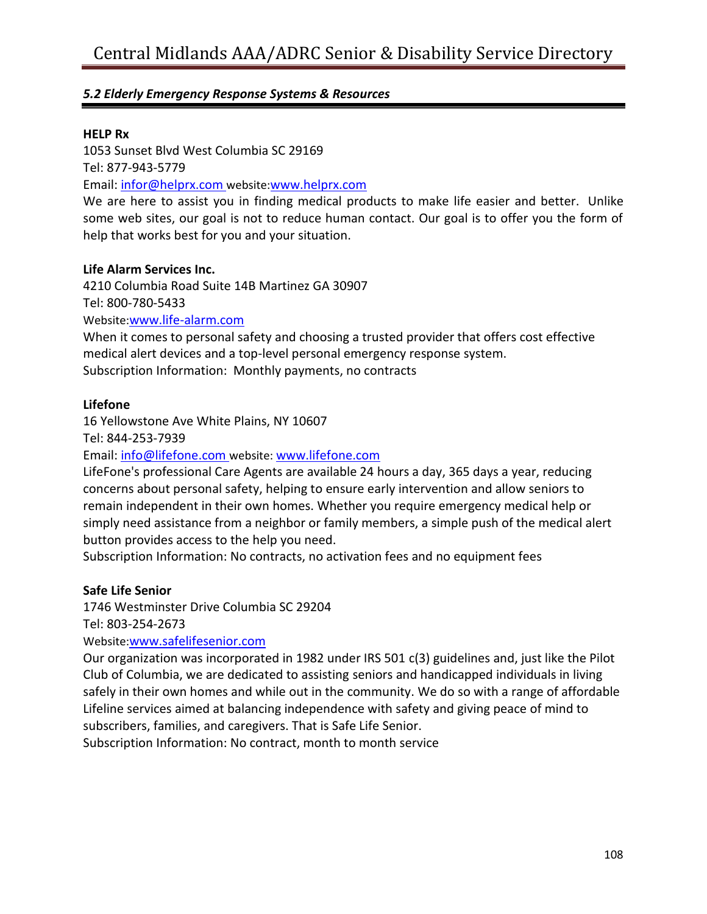### *5.2 Elderly Emergency Response Systems & Resources*

**HELP Rx**
1053 Sunset Blvd West Columbia SC 29169
Tel: 877-943-5779
Email: infor@helprx.com website:www.helprx.com
We are here to assist you in finding medical products to make life easier and better. Unlike some web sites, our goal is not to reduce human contact. Our goal is to offer you the form of help that works best for you and your situation.

**Life Alarm Services Inc.**
4210 Columbia Road Suite 14B Martinez GA 30907
Tel: 800-780-5433
Website:www.life-alarm.com
When it comes to personal safety and choosing a trusted provider that offers cost effective medical alert devices and a top-level personal emergency response system.
Subscription Information: Monthly payments, no contracts

**Lifefone**
16 Yellowstone Ave White Plains, NY 10607
Tel: 844-253-7939
Email: info@lifefone.com website: www.lifefone.com
LifeFone's professional Care Agents are available 24 hours a day, 365 days a year, reducing concerns about personal safety, helping to ensure early intervention and allow seniors to remain independent in their own homes. Whether you require emergency medical help or simply need assistance from a neighbor or family members, a simple push of the medical alert button provides access to the help you need.
Subscription Information: No contracts, no activation fees and no equipment fees

**Safe Life Senior**
1746 Westminster Drive Columbia SC 29204
Tel: 803-254-2673
Website:www.safelifesenior.com
Our organization was incorporated in 1982 under IRS 501 c(3) guidelines and, just like the Pilot Club of Columbia, we are dedicated to assisting seniors and handicapped individuals in living safely in their own homes and while out in the community. We do so with a range of affordable Lifeline services aimed at balancing independence with safety and giving peace of mind to subscribers, families, and caregivers. That is Safe Life Senior.
Subscription Information: No contract, month to month service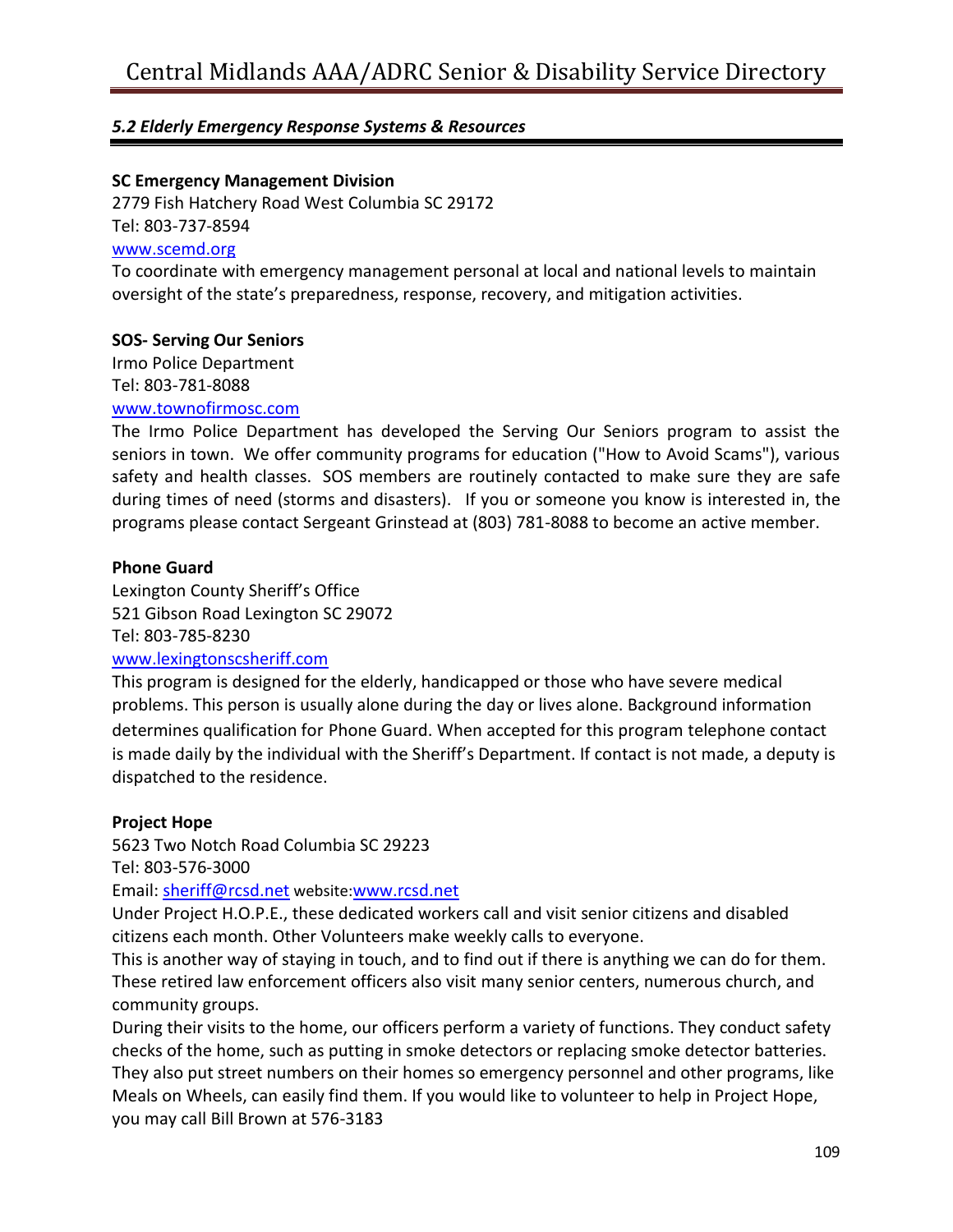### *5.2 Elderly Emergency Response Systems & Resources*

**SC Emergency Management Division**
2779 Fish Hatchery Road West Columbia SC 29172
Tel: 803-737-8594
[www.scemd.org](http://www.scemd.org)
To coordinate with emergency management personal at local and national levels to maintain oversight of the state's preparedness, response, recovery, and mitigation activities.

**SOS- Serving Our Seniors**
Irmo Police Department
Tel: 803-781-8088
[www.townofirmosc.com](http://www.townofirmosc.com)
The Irmo Police Department has developed the Serving Our Seniors program to assist the seniors in town. We offer community programs for education ("How to Avoid Scams"), various safety and health classes. SOS members are routinely contacted to make sure they are safe during times of need (storms and disasters). If you or someone you know is interested in, the programs please contact Sergeant Grinstead at (803) 781-8088 to become an active member.

**Phone Guard**
Lexington County Sheriff's Office
521 Gibson Road Lexington SC 29072
Tel: 803-785-8230
[www.lexingtonscsheriff.com](http://www.lexingtonscsheriff.com)
This program is designed for the elderly, handicapped or those who have severe medical problems. This person is usually alone during the day or lives alone. Background information determines qualification for Phone Guard. When accepted for this program telephone contact is made daily by the individual with the Sheriff's Department. If contact is not made, a deputy is dispatched to the residence.

**Project Hope**
5623 Two Notch Road Columbia SC 29223
Tel: 803-576-3000
Email: [sheriff@rcsd.net](mailto:sheriff@rcsd.net) website:[www.rcsd.net](http://www.rcsd.net)
Under Project H.O.P.E., these dedicated workers call and visit senior citizens and disabled citizens each month. Other Volunteers make weekly calls to everyone.
This is another way of staying in touch, and to find out if there is anything we can do for them. These retired law enforcement officers also visit many senior centers, numerous church, and community groups.
During their visits to the home, our officers perform a variety of functions. They conduct safety checks of the home, such as putting in smoke detectors or replacing smoke detector batteries. They also put street numbers on their homes so emergency personnel and other programs, like Meals on Wheels, can easily find them. If you would like to volunteer to help in Project Hope, you may call Bill Brown at 576-3183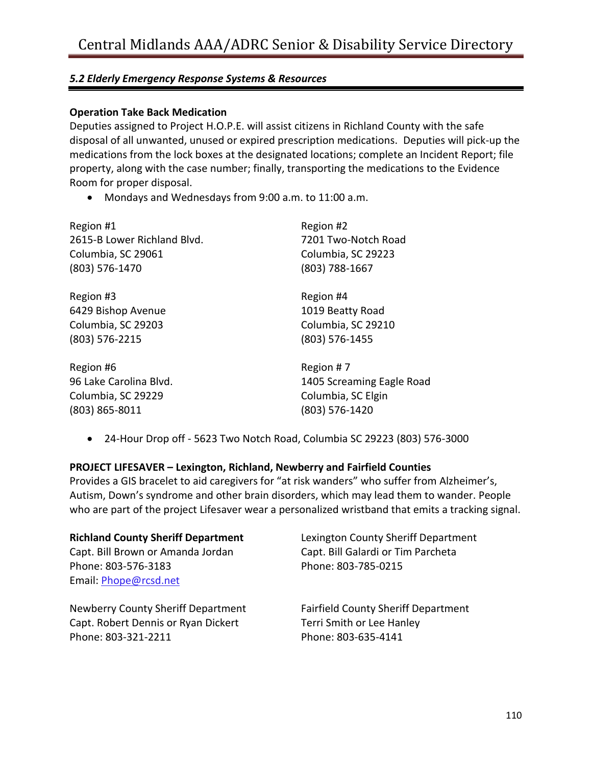### *5.2 Elderly Emergency Response Systems & Resources*

**Operation Take Back Medication**

Deputies assigned to Project H.O.P.E. will assist citizens in Richland County with the safe disposal of all unwanted, unused or expired prescription medications. Deputies will pick-up the medications from the lock boxes at the designated locations; complete an Incident Report; file property, along with the case number; finally, transporting the medications to the Evidence Room for proper disposal.

- Mondays and Wednesdays from 9:00 a.m. to 11:00 a.m.

Region #1
2615-B Lower Richland Blvd.
Columbia, SC 29061
(803) 576-1470

Region #2
7201 Two-Notch Road
Columbia, SC 29223
(803) 788-1667

Region #3
6429 Bishop Avenue
Columbia, SC 29203
(803) 576-2215

Region #4
1019 Beatty Road
Columbia, SC 29210
(803) 576-1455

Region #6
96 Lake Carolina Blvd.
Columbia, SC 29229
(803) 865-8011

Region # 7
1405 Screaming Eagle Road
Columbia, SC Elgin
(803) 576-1420

- 24-Hour Drop off - 5623 Two Notch Road, Columbia SC 29223 (803) 576-3000

**PROJECT LIFESAVER – Lexington, Richland, Newberry and Fairfield Counties**

Provides a GIS bracelet to aid caregivers for "at risk wanders" who suffer from Alzheimer's, Autism, Down's syndrome and other brain disorders, which may lead them to wander. People who are part of the project Lifesaver wear a personalized wristband that emits a tracking signal.

**Richland County Sheriff Department**
Capt. Bill Brown or Amanda Jordan
Phone: 803-576-3183
Email: Phope@rcsd.net

Lexington County Sheriff Department
Capt. Bill Galardi or Tim Parcheta
Phone: 803-785-0215

Newberry County Sheriff Department
Capt. Robert Dennis or Ryan Dickert
Phone: 803-321-2211

Fairfield County Sheriff Department
Terri Smith or Lee Hanley
Phone: 803-635-4141